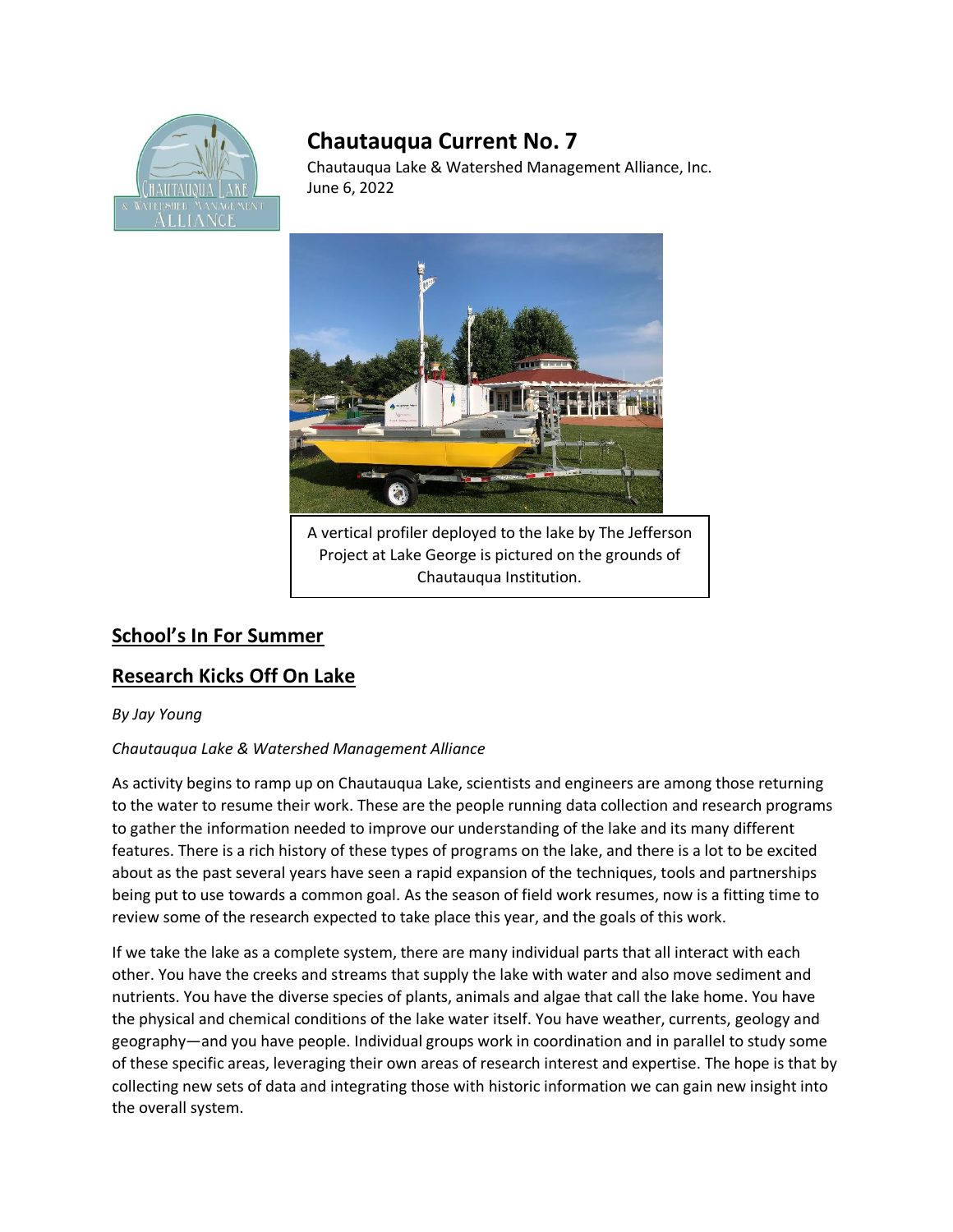# Chautauqua Current No. 7

Chautauqua Lake & Watershed Management Alliance, Inc.
June 6, 2022

A vertical profiler deployed to the lake by The Jefferson Project at Lake George is pictured on the grounds of Chautauqua Institution.

## School's In For Summer

## Research Kicks Off On Lake

*By Jay Young*

*Chautauqua Lake & Watershed Management Alliance*

As activity begins to ramp up on Chautauqua Lake, scientists and engineers are among those returning to the water to resume their work. These are the people running data collection and research programs to gather the information needed to improve our understanding of the lake and its many different features. There is a rich history of these types of programs on the lake, and there is a lot to be excited about as the past several years have seen a rapid expansion of the techniques, tools and partnerships being put to use towards a common goal. As the season of field work resumes, now is a fitting time to review some of the research expected to take place this year, and the goals of this work.

If we take the lake as a complete system, there are many individual parts that all interact with each other. You have the creeks and streams that supply the lake with water and also move sediment and nutrients. You have the diverse species of plants, animals and algae that call the lake home. You have the physical and chemical conditions of the lake water itself. You have weather, currents, geology and geography—and you have people. Individual groups work in coordination and in parallel to study some of these specific areas, leveraging their own areas of research interest and expertise. The hope is that by collecting new sets of data and integrating those with historic information we can gain new insight into the overall system.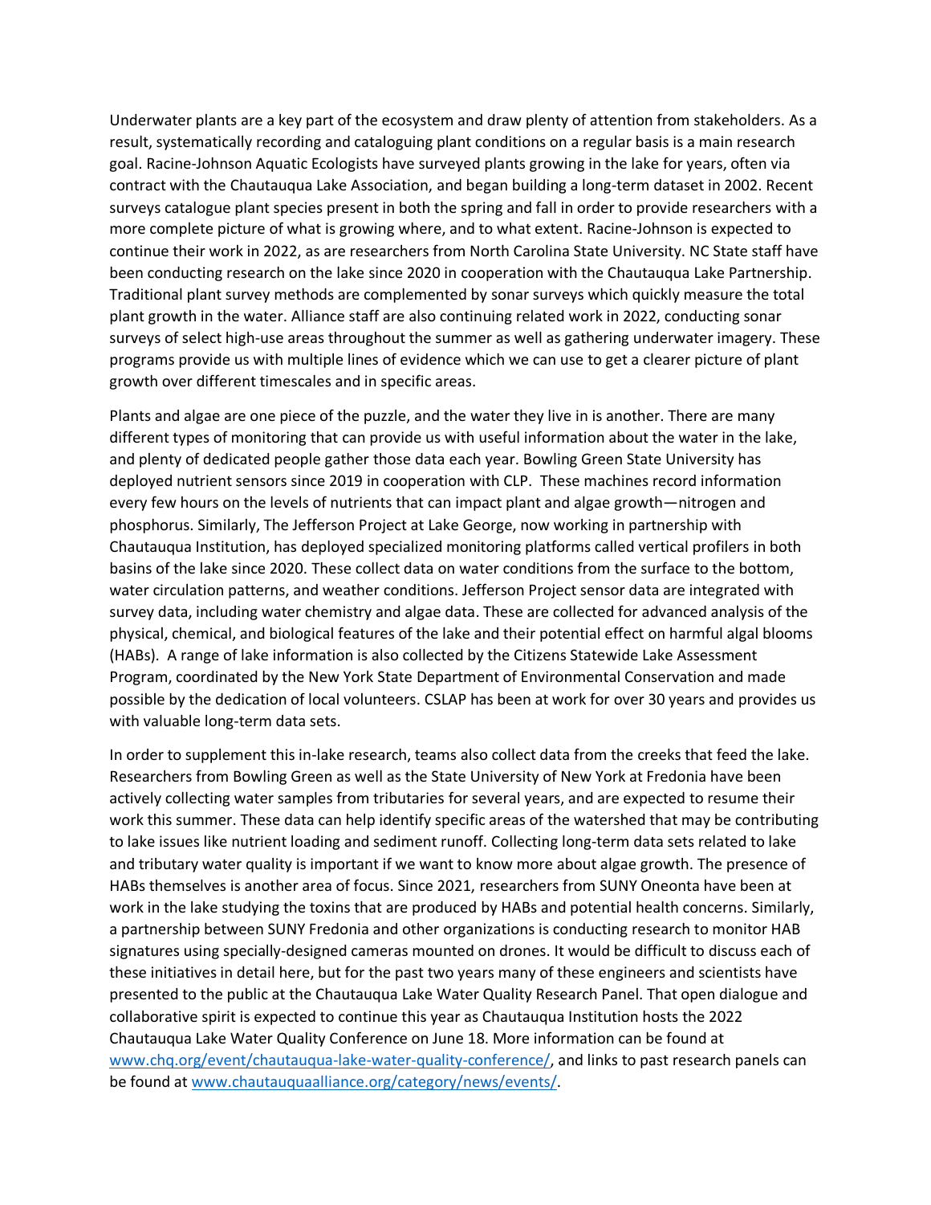Underwater plants are a key part of the ecosystem and draw plenty of attention from stakeholders. As a result, systematically recording and cataloguing plant conditions on a regular basis is a main research goal. Racine-Johnson Aquatic Ecologists have surveyed plants growing in the lake for years, often via contract with the Chautauqua Lake Association, and began building a long-term dataset in 2002. Recent surveys catalogue plant species present in both the spring and fall in order to provide researchers with a more complete picture of what is growing where, and to what extent. Racine-Johnson is expected to continue their work in 2022, as are researchers from North Carolina State University. NC State staff have been conducting research on the lake since 2020 in cooperation with the Chautauqua Lake Partnership. Traditional plant survey methods are complemented by sonar surveys which quickly measure the total plant growth in the water. Alliance staff are also continuing related work in 2022, conducting sonar surveys of select high-use areas throughout the summer as well as gathering underwater imagery. These programs provide us with multiple lines of evidence which we can use to get a clearer picture of plant growth over different timescales and in specific areas.

Plants and algae are one piece of the puzzle, and the water they live in is another. There are many different types of monitoring that can provide us with useful information about the water in the lake, and plenty of dedicated people gather those data each year. Bowling Green State University has deployed nutrient sensors since 2019 in cooperation with CLP. These machines record information every few hours on the levels of nutrients that can impact plant and algae growth—nitrogen and phosphorus. Similarly, The Jefferson Project at Lake George, now working in partnership with Chautauqua Institution, has deployed specialized monitoring platforms called vertical profilers in both basins of the lake since 2020. These collect data on water conditions from the surface to the bottom, water circulation patterns, and weather conditions. Jefferson Project sensor data are integrated with survey data, including water chemistry and algae data. These are collected for advanced analysis of the physical, chemical, and biological features of the lake and their potential effect on harmful algal blooms (HABs). A range of lake information is also collected by the Citizens Statewide Lake Assessment Program, coordinated by the New York State Department of Environmental Conservation and made possible by the dedication of local volunteers. CSLAP has been at work for over 30 years and provides us with valuable long-term data sets.

In order to supplement this in-lake research, teams also collect data from the creeks that feed the lake. Researchers from Bowling Green as well as the State University of New York at Fredonia have been actively collecting water samples from tributaries for several years, and are expected to resume their work this summer. These data can help identify specific areas of the watershed that may be contributing to lake issues like nutrient loading and sediment runoff. Collecting long-term data sets related to lake and tributary water quality is important if we want to know more about algae growth. The presence of HABs themselves is another area of focus. Since 2021, researchers from SUNY Oneonta have been at work in the lake studying the toxins that are produced by HABs and potential health concerns. Similarly, a partnership between SUNY Fredonia and other organizations is conducting research to monitor HAB signatures using specially-designed cameras mounted on drones. It would be difficult to discuss each of these initiatives in detail here, but for the past two years many of these engineers and scientists have presented to the public at the Chautauqua Lake Water Quality Research Panel. That open dialogue and collaborative spirit is expected to continue this year as Chautauqua Institution hosts the 2022 Chautauqua Lake Water Quality Conference on June 18. More information can be found at [www.chq.org/event/chautauqua-lake-water-quality-conference/](http://www.chq.org/event/chautauqua-lake-water-quality-conference/), and links to past research panels can be found at [www.chautauquaalliance.org/category/news/events/](http://www.chautauquaalliance.org/category/news/events/).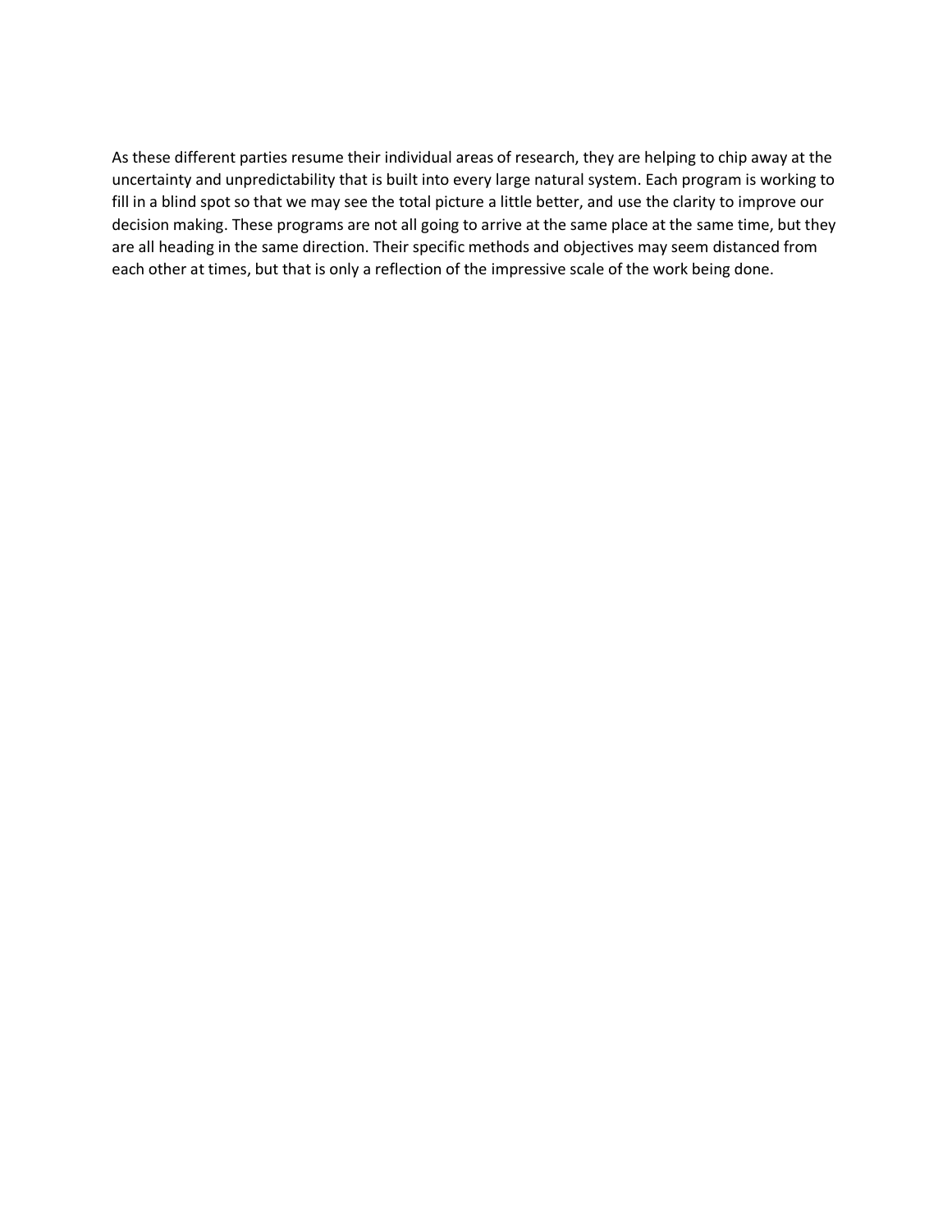As these different parties resume their individual areas of research, they are helping to chip away at the uncertainty and unpredictability that is built into every large natural system. Each program is working to fill in a blind spot so that we may see the total picture a little better, and use the clarity to improve our decision making. These programs are not all going to arrive at the same place at the same time, but they are all heading in the same direction. Their specific methods and objectives may seem distanced from each other at times, but that is only a reflection of the impressive scale of the work being done.